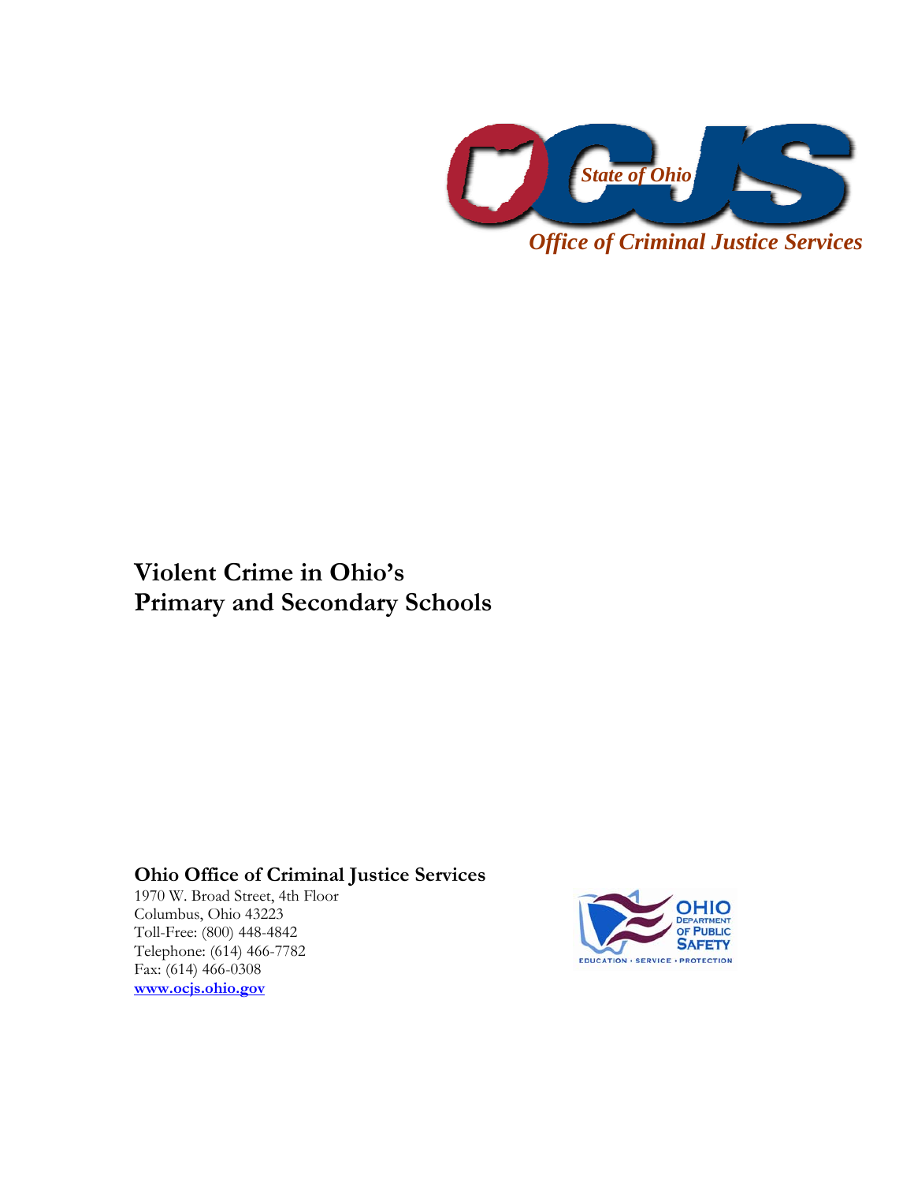State of Ohio

Office of Criminal Justice Services

# Violent Crime in Ohio's Primary and Secondary Schools

**Ohio Office of Criminal Justice Services**
1970 W. Broad Street, 4th Floor
Columbus, Ohio 43223
Toll-Free: (800) 448-4842
Telephone: (614) 466-7782
Fax: (614) 466-0308
**www.ocjs.ohio.gov**

OHIO DEPARTMENT OF PUBLIC SAFETY
EDUCATION • SERVICE • PROTECTION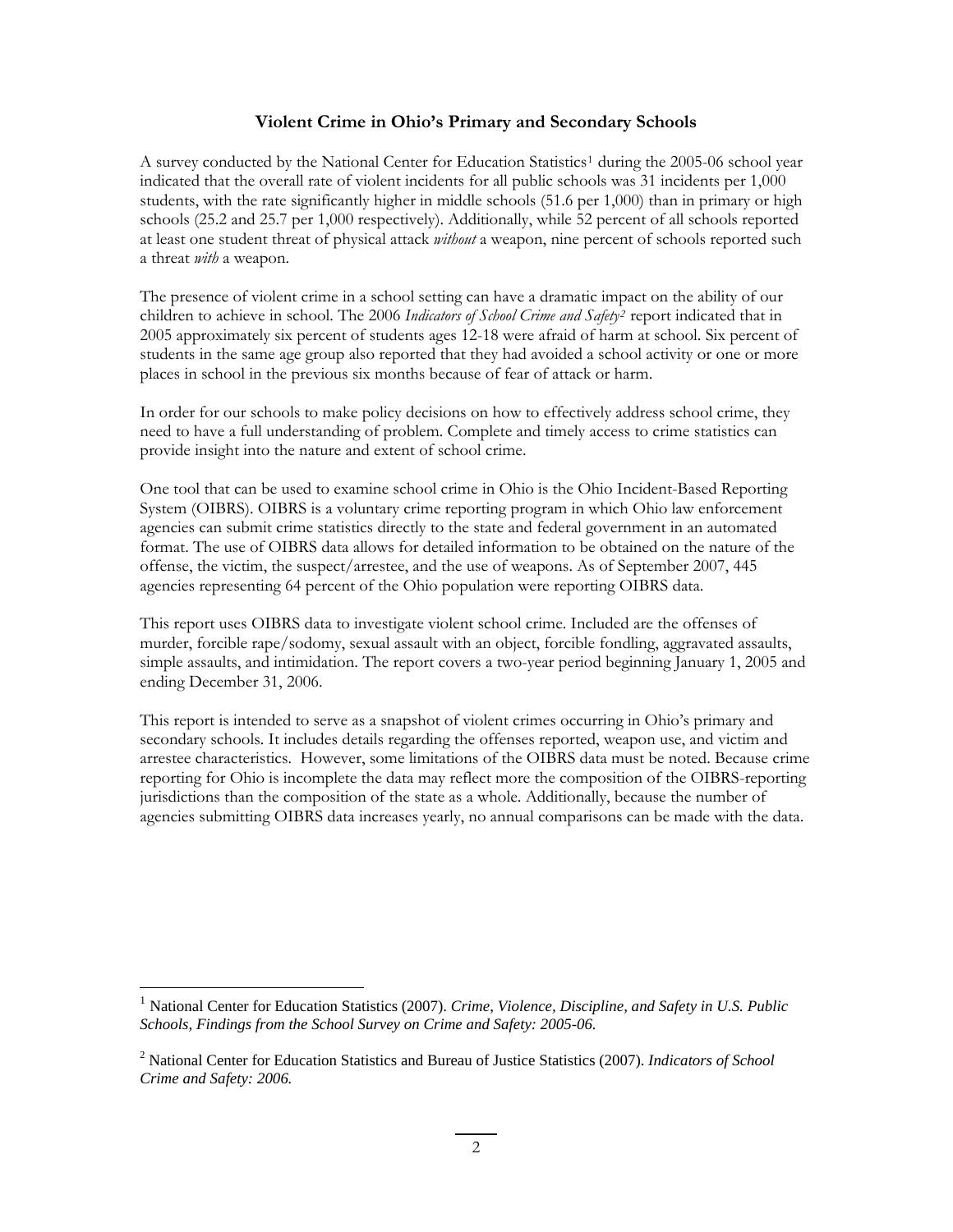## Violent Crime in Ohio's Primary and Secondary Schools

A survey conducted by the National Center for Education Statistics[1] during the 2005-06 school year indicated that the overall rate of violent incidents for all public schools was 31 incidents per 1,000 students, with the rate significantly higher in middle schools (51.6 per 1,000) than in primary or high schools (25.2 and 25.7 per 1,000 respectively). Additionally, while 52 percent of all schools reported at least one student threat of physical attack *without* a weapon, nine percent of schools reported such a threat *with* a weapon.

The presence of violent crime in a school setting can have a dramatic impact on the ability of our children to achieve in school. The 2006 *Indicators of School Crime and Safety*[2] report indicated that in 2005 approximately six percent of students ages 12-18 were afraid of harm at school. Six percent of students in the same age group also reported that they had avoided a school activity or one or more places in school in the previous six months because of fear of attack or harm.

In order for our schools to make policy decisions on how to effectively address school crime, they need to have a full understanding of problem. Complete and timely access to crime statistics can provide insight into the nature and extent of school crime.

One tool that can be used to examine school crime in Ohio is the Ohio Incident-Based Reporting System (OIBRS). OIBRS is a voluntary crime reporting program in which Ohio law enforcement agencies can submit crime statistics directly to the state and federal government in an automated format. The use of OIBRS data allows for detailed information to be obtained on the nature of the offense, the victim, the suspect/arrestee, and the use of weapons. As of September 2007, 445 agencies representing 64 percent of the Ohio population were reporting OIBRS data.

This report uses OIBRS data to investigate violent school crime. Included are the offenses of murder, forcible rape/sodomy, sexual assault with an object, forcible fondling, aggravated assaults, simple assaults, and intimidation. The report covers a two-year period beginning January 1, 2005 and ending December 31, 2006.

This report is intended to serve as a snapshot of violent crimes occurring in Ohio's primary and secondary schools. It includes details regarding the offenses reported, weapon use, and victim and arrestee characteristics. However, some limitations of the OIBRS data must be noted. Because crime reporting for Ohio is incomplete the data may reflect more the composition of the OIBRS-reporting jurisdictions than the composition of the state as a whole. Additionally, because the number of agencies submitting OIBRS data increases yearly, no annual comparisons can be made with the data.

---

[1] National Center for Education Statistics (2007). *Crime, Violence, Discipline, and Safety in U.S. Public Schools, Findings from the School Survey on Crime and Safety: 2005-06.*

[2] National Center for Education Statistics and Bureau of Justice Statistics (2007). *Indicators of School Crime and Safety: 2006.*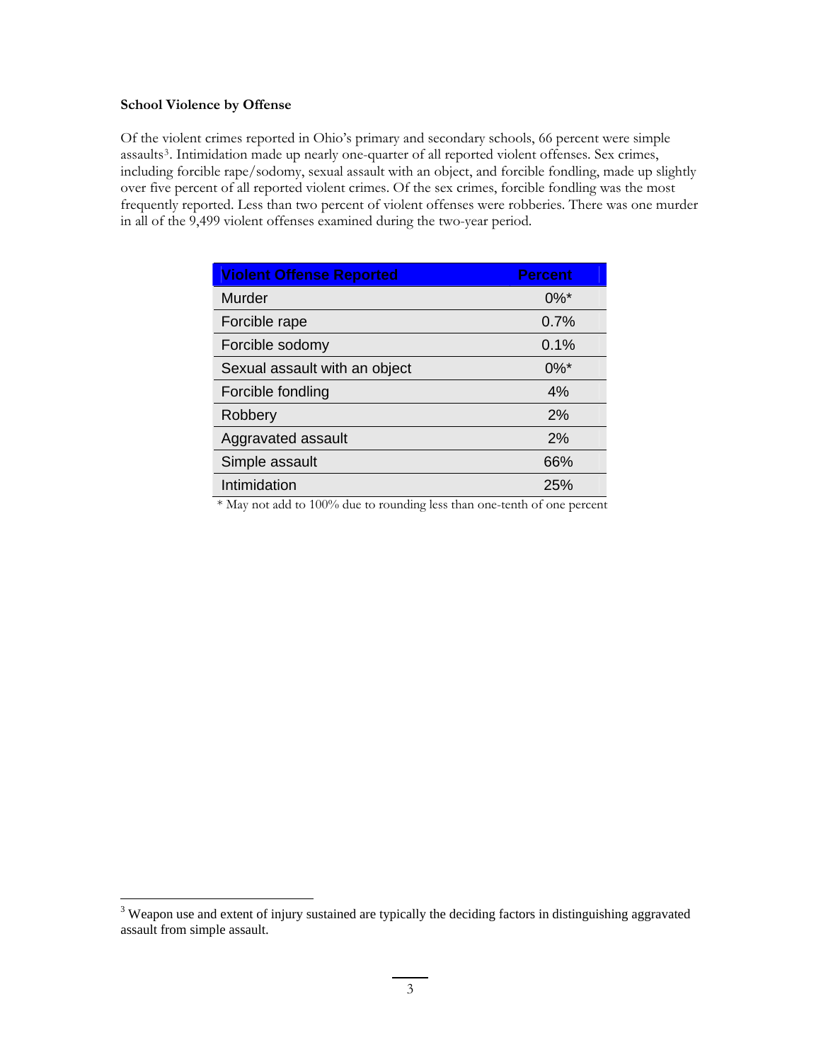**School Violence by Offense**

Of the violent crimes reported in Ohio's primary and secondary schools, 66 percent were simple assaults[3]. Intimidation made up nearly one-quarter of all reported violent offenses. Sex crimes, including forcible rape/sodomy, sexual assault with an object, and forcible fondling, made up slightly over five percent of all reported violent crimes. Of the sex crimes, forcible fondling was the most frequently reported. Less than two percent of violent offenses were robberies. There was one murder in all of the 9,499 violent offenses examined during the two-year period.

| Violent Offense Reported | Percent |
|---|---|
| Murder | 0%* |
| Forcible rape | 0.7% |
| Forcible sodomy | 0.1% |
| Sexual assault with an object | 0%* |
| Forcible fondling | 4% |
| Robbery | 2% |
| Aggravated assault | 2% |
| Simple assault | 66% |
| Intimidation | 25% |

* May not add to 100% due to rounding less than one-tenth of one percent

[3] Weapon use and extent of injury sustained are typically the deciding factors in distinguishing aggravated assault from simple assault.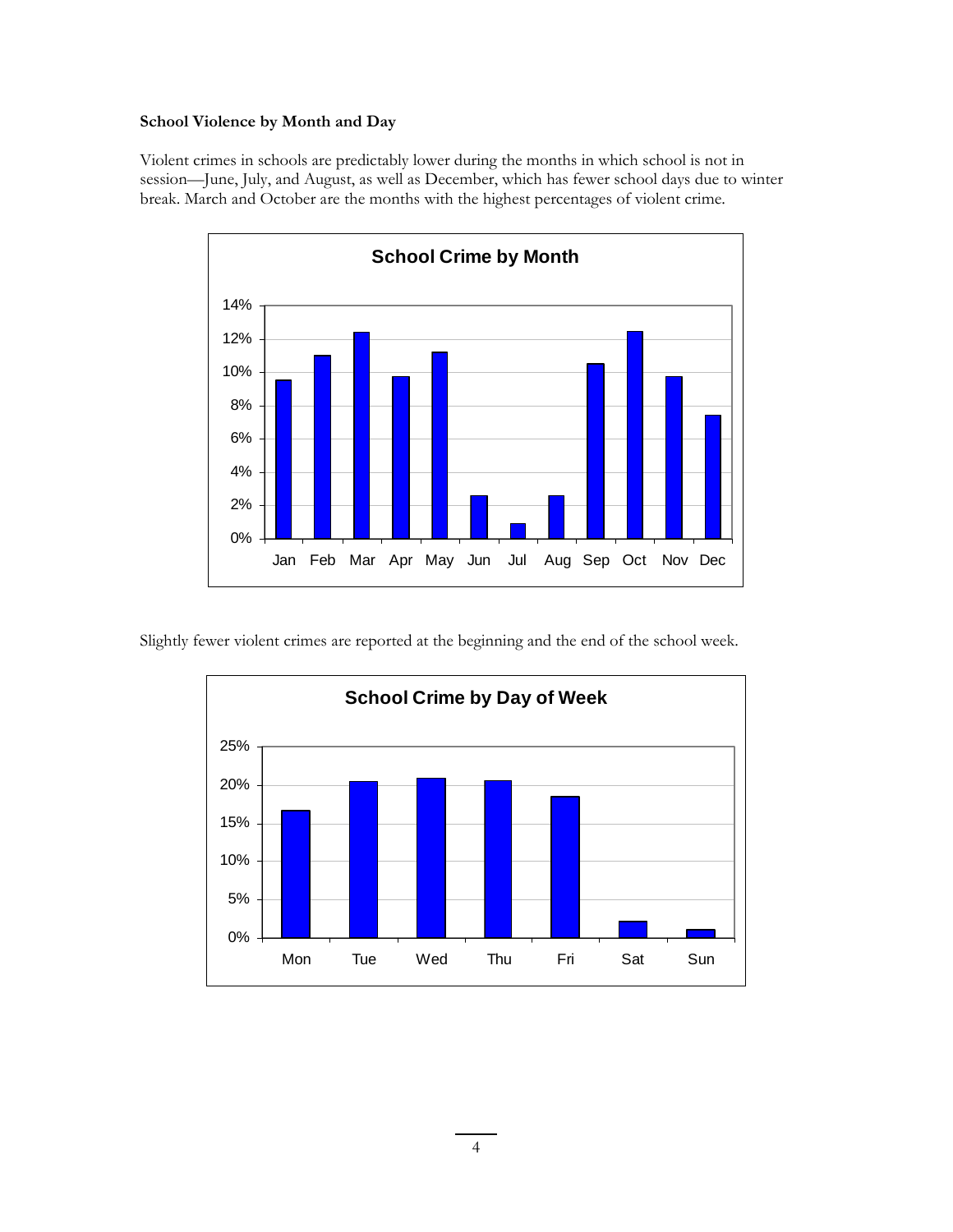**School Violence by Month and Day**

Violent crimes in schools are predictably lower during the months in which school is not in session—June, July, and August, as well as December, which has fewer school days due to winter break. March and October are the months with the highest percentages of violent crime.

**School Crime by Month**

Slightly fewer violent crimes are reported at the beginning and the end of the school week.

**School Crime by Day of Week**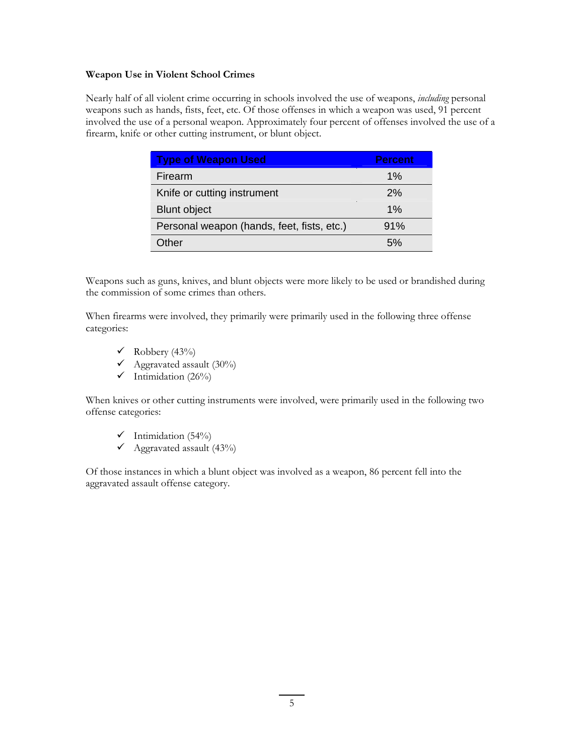**Weapon Use in Violent School Crimes**

Nearly half of all violent crime occurring in schools involved the use of weapons, *including* personal weapons such as hands, fists, feet, etc. Of those offenses in which a weapon was used, 91 percent involved the use of a personal weapon. Approximately four percent of offenses involved the use of a firearm, knife or other cutting instrument, or blunt object.

| Type of Weapon Used | Percent |
|---|---|
| Firearm | 1% |
| Knife or cutting instrument | 2% |
| Blunt object | 1% |
| Personal weapon (hands, feet, fists, etc.) | 91% |
| Other | 5% |

Weapons such as guns, knives, and blunt objects were more likely to be used or brandished during the commission of some crimes than others.

When firearms were involved, they primarily were primarily used in the following three offense categories:

- ✓ Robbery (43%)
- ✓ Aggravated assault (30%)
- ✓ Intimidation (26%)

When knives or other cutting instruments were involved, were primarily used in the following two offense categories:

- ✓ Intimidation (54%)
- ✓ Aggravated assault (43%)

Of those instances in which a blunt object was involved as a weapon, 86 percent fell into the aggravated assault offense category.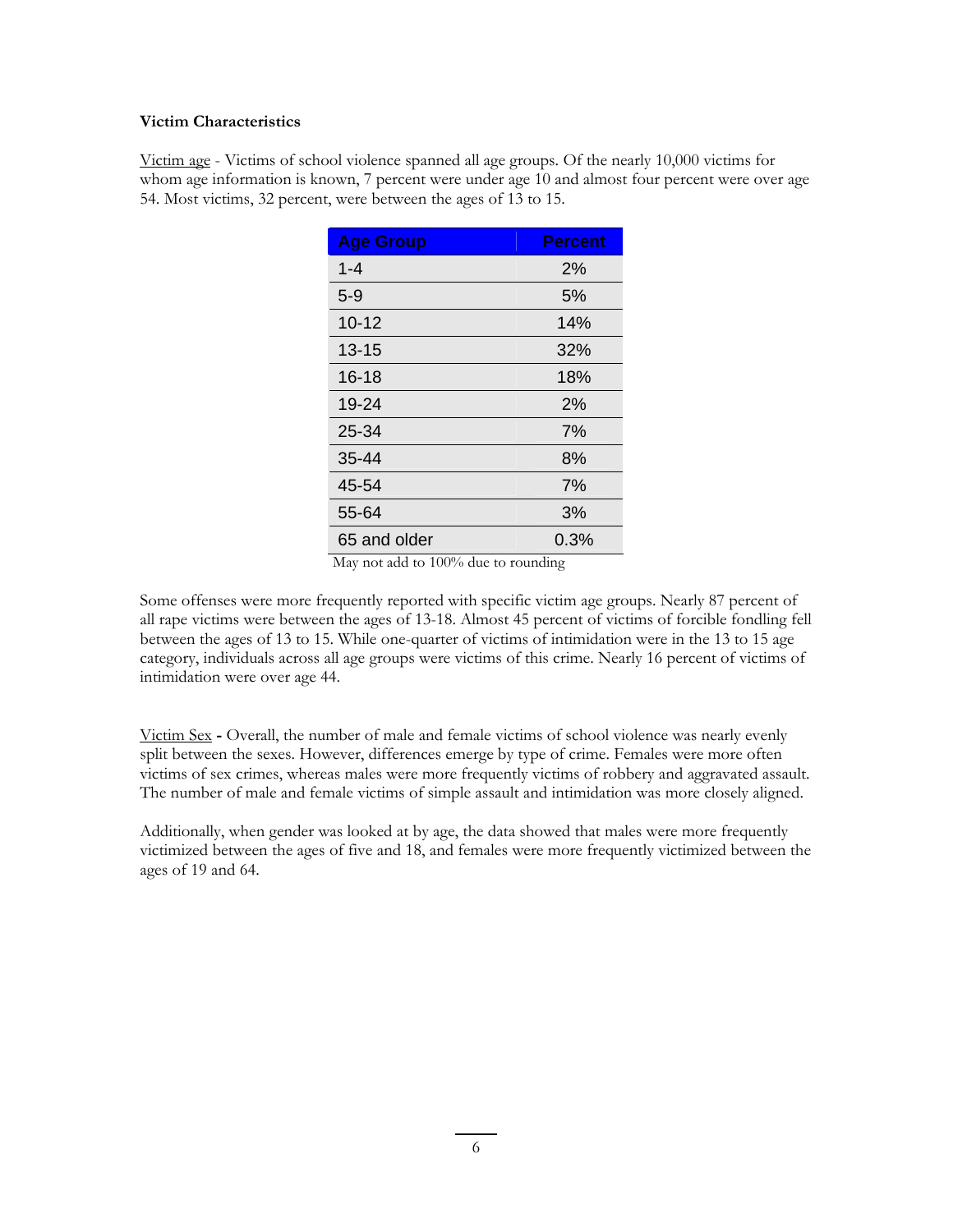**Victim Characteristics**

Victim age - Victims of school violence spanned all age groups. Of the nearly 10,000 victims for whom age information is known, 7 percent were under age 10 and almost four percent were over age 54. Most victims, 32 percent, were between the ages of 13 to 15.

| Age Group | Percent |
|---|---|
| 1-4 | 2% |
| 5-9 | 5% |
| 10-12 | 14% |
| 13-15 | 32% |
| 16-18 | 18% |
| 19-24 | 2% |
| 25-34 | 7% |
| 35-44 | 8% |
| 45-54 | 7% |
| 55-64 | 3% |
| 65 and older | 0.3% |

May not add to 100% due to rounding

Some offenses were more frequently reported with specific victim age groups. Nearly 87 percent of all rape victims were between the ages of 13-18. Almost 45 percent of victims of forcible fondling fell between the ages of 13 to 15. While one-quarter of victims of intimidation were in the 13 to 15 age category, individuals across all age groups were victims of this crime. Nearly 16 percent of victims of intimidation were over age 44.

Victim Sex **-** Overall, the number of male and female victims of school violence was nearly evenly split between the sexes. However, differences emerge by type of crime. Females were more often victims of sex crimes, whereas males were more frequently victims of robbery and aggravated assault. The number of male and female victims of simple assault and intimidation was more closely aligned.

Additionally, when gender was looked at by age, the data showed that males were more frequently victimized between the ages of five and 18, and females were more frequently victimized between the ages of 19 and 64.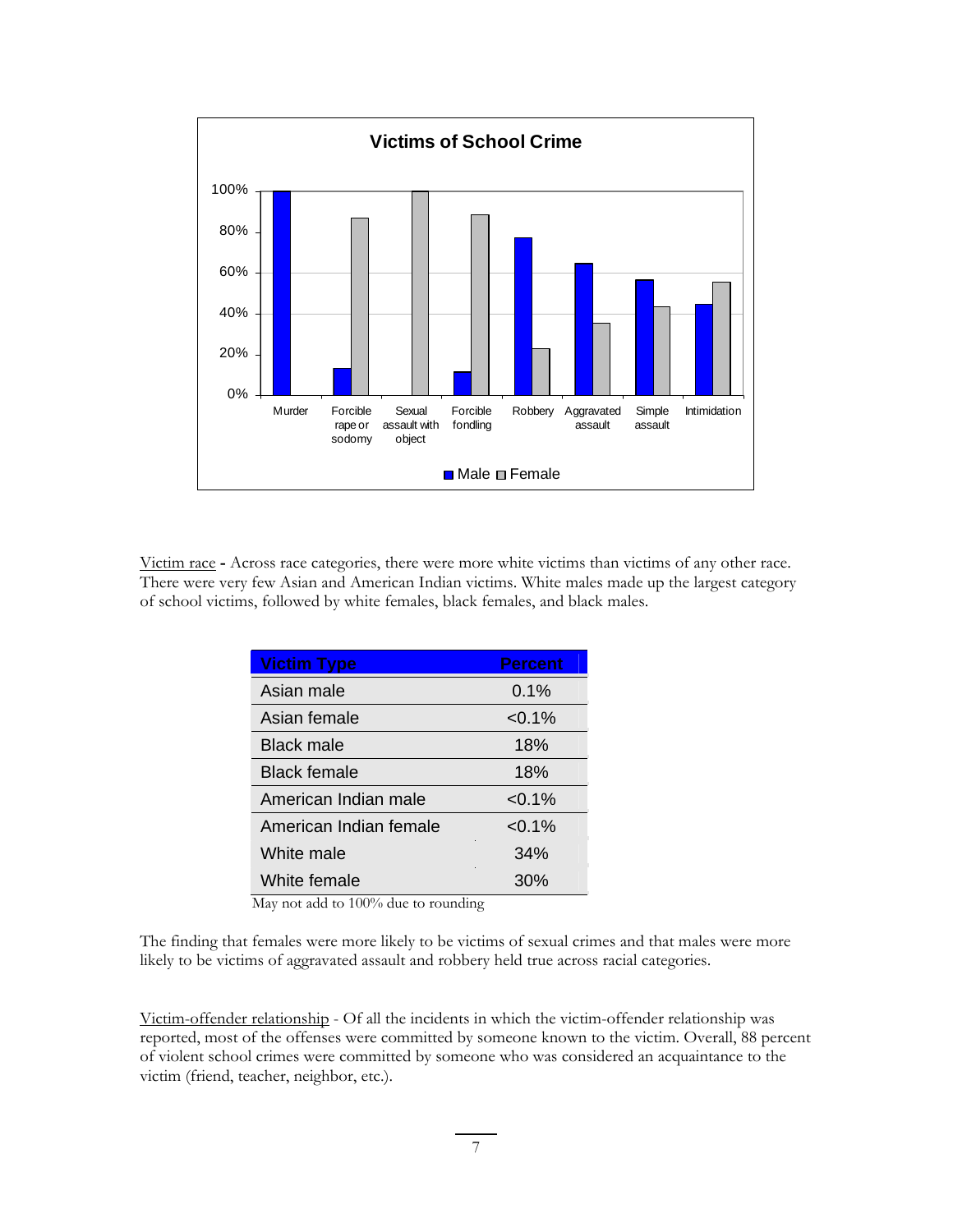Victims of School Crime

Victim race - Across race categories, there were more white victims than victims of any other race. There were very few Asian and American Indian victims. White males made up the largest category of school victims, followed by white females, black females, and black males.

| Victim Type | Percent |
|---|---|
| Asian male | 0.1% |
| Asian female | <0.1% |
| Black male | 18% |
| Black female | 18% |
| American Indian male | <0.1% |
| American Indian female | <0.1% |
| White male | 34% |
| White female | 30% |

May not add to 100% due to rounding

The finding that females were more likely to be victims of sexual crimes and that males were more likely to be victims of aggravated assault and robbery held true across racial categories.

Victim-offender relationship - Of all the incidents in which the victim-offender relationship was reported, most of the offenses were committed by someone known to the victim. Overall, 88 percent of violent school crimes were committed by someone who was considered an acquaintance to the victim (friend, teacher, neighbor, etc.).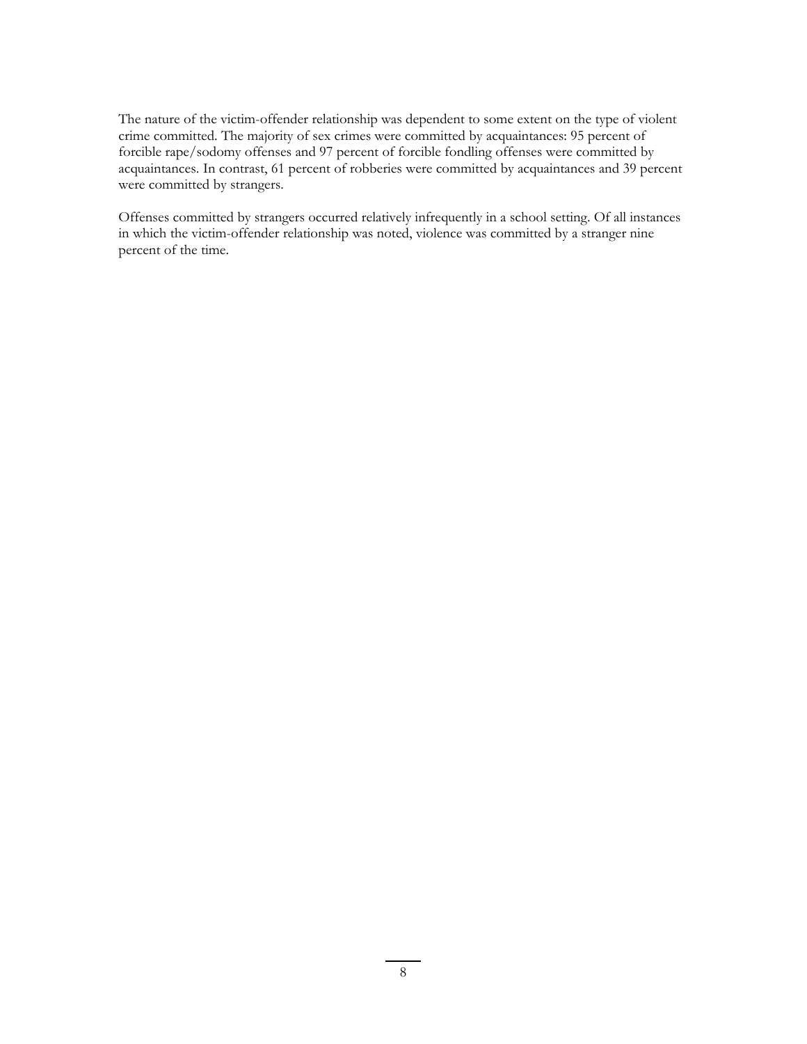The nature of the victim-offender relationship was dependent to some extent on the type of violent crime committed. The majority of sex crimes were committed by acquaintances: 95 percent of forcible rape/sodomy offenses and 97 percent of forcible fondling offenses were committed by acquaintances. In contrast, 61 percent of robberies were committed by acquaintances and 39 percent were committed by strangers.

Offenses committed by strangers occurred relatively infrequently in a school setting. Of all instances in which the victim-offender relationship was noted, violence was committed by a stranger nine percent of the time.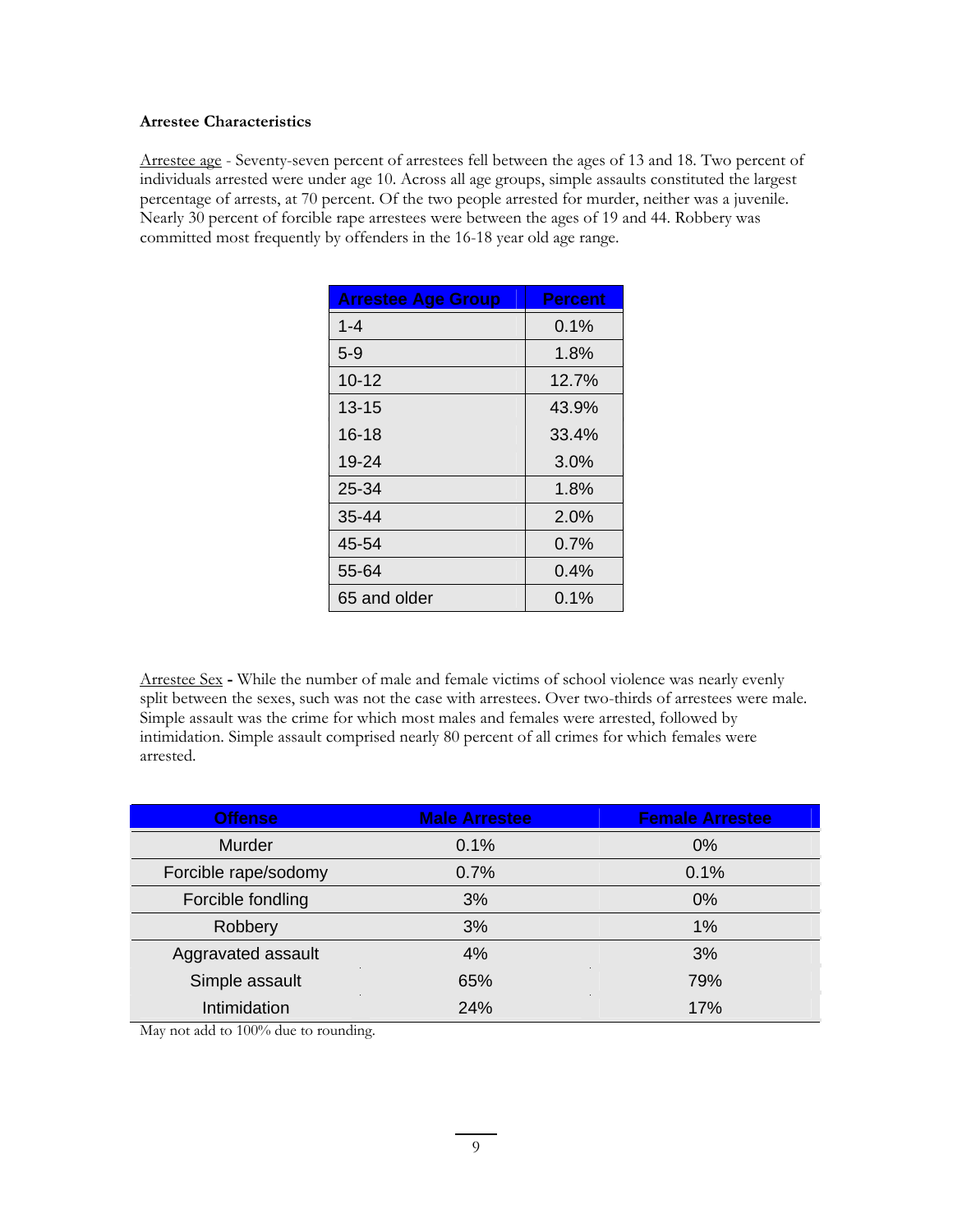**Arrestee Characteristics**

Arrestee age - Seventy-seven percent of arrestees fell between the ages of 13 and 18. Two percent of individuals arrested were under age 10. Across all age groups, simple assaults constituted the largest percentage of arrests, at 70 percent. Of the two people arrested for murder, neither was a juvenile. Nearly 30 percent of forcible rape arrestees were between the ages of 19 and 44. Robbery was committed most frequently by offenders in the 16-18 year old age range.

| Arrestee Age Group | Percent |
|---|---|
| 1-4 | 0.1% |
| 5-9 | 1.8% |
| 10-12 | 12.7% |
| 13-15 | 43.9% |
| 16-18 | 33.4% |
| 19-24 | 3.0% |
| 25-34 | 1.8% |
| 35-44 | 2.0% |
| 45-54 | 0.7% |
| 55-64 | 0.4% |
| 65 and older | 0.1% |

Arrestee Sex **-** While the number of male and female victims of school violence was nearly evenly split between the sexes, such was not the case with arrestees. Over two-thirds of arrestees were male. Simple assault was the crime for which most males and females were arrested, followed by intimidation. Simple assault comprised nearly 80 percent of all crimes for which females were arrested.

| Offense | Male Arrestee | Female Arrestee |
|---|---|---|
| Murder | 0.1% | 0% |
| Forcible rape/sodomy | 0.7% | 0.1% |
| Forcible fondling | 3% | 0% |
| Robbery | 3% | 1% |
| Aggravated assault | 4% | 3% |
| Simple assault | 65% | 79% |
| Intimidation | 24% | 17% |

May not add to 100% due to rounding.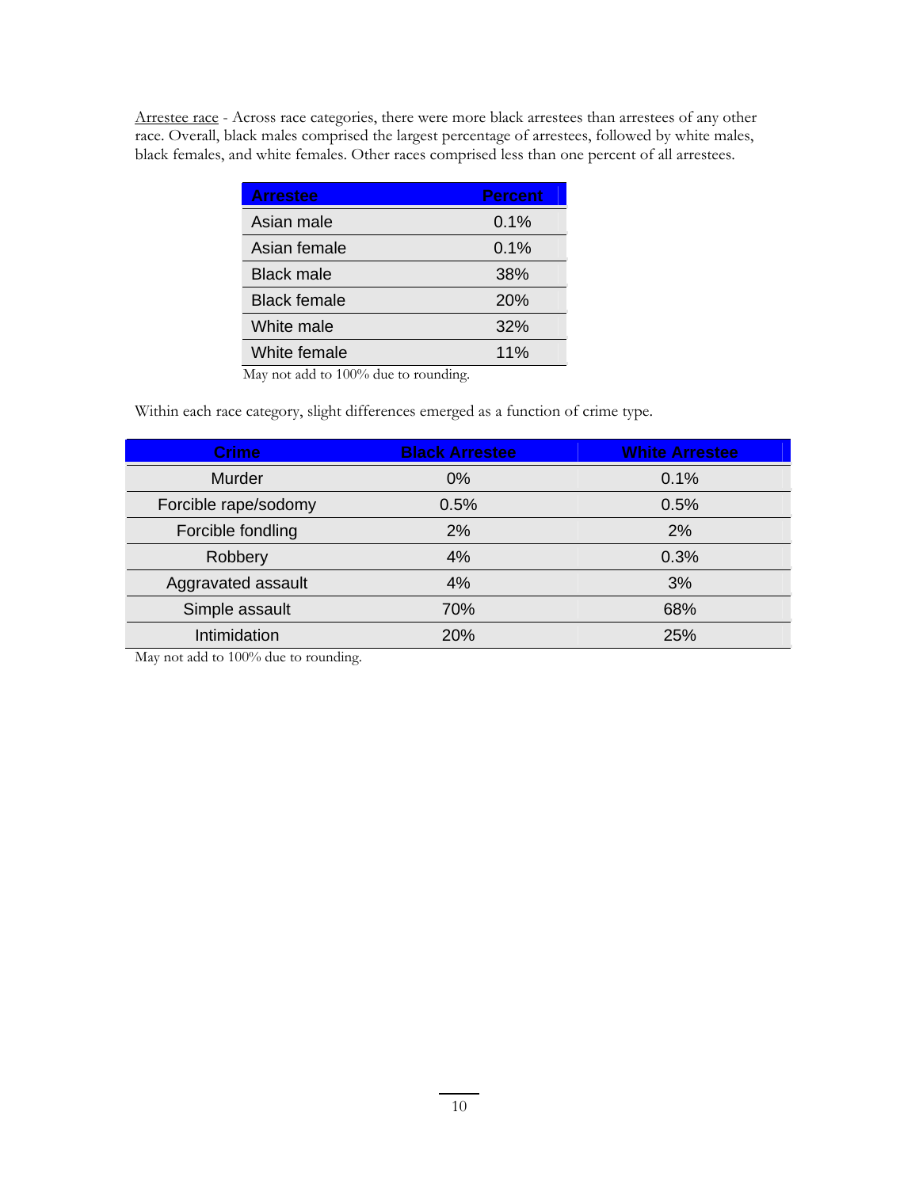<u>Arrestee race</u> - Across race categories, there were more black arrestees than arrestees of any other race. Overall, black males comprised the largest percentage of arrestees, followed by white males, black females, and white females. Other races comprised less than one percent of all arrestees.

| Arrestee | Percent |
|---|---|
| Asian male | 0.1% |
| Asian female | 0.1% |
| Black male | 38% |
| Black female | 20% |
| White male | 32% |
| White female | 11% |

May not add to 100% due to rounding.

Within each race category, slight differences emerged as a function of crime type.

| Crime | Black Arrestee | White Arrestee |
|---|---|---|
| Murder | 0% | 0.1% |
| Forcible rape/sodomy | 0.5% | 0.5% |
| Forcible fondling | 2% | 2% |
| Robbery | 4% | 0.3% |
| Aggravated assault | 4% | 3% |
| Simple assault | 70% | 68% |
| Intimidation | 20% | 25% |

May not add to 100% due to rounding.